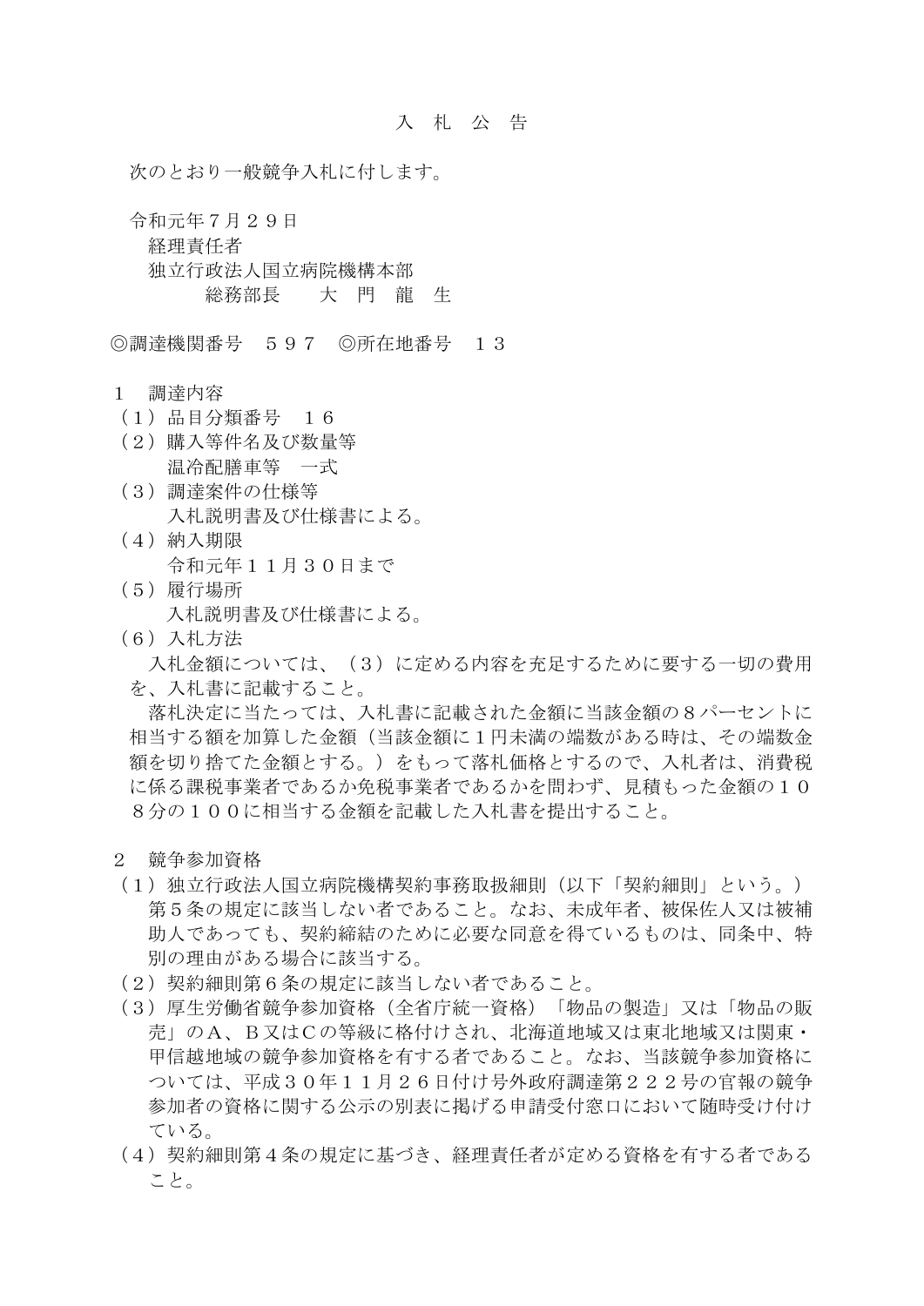# 入　札　公　告

次のとおり一般競争入札に付します。

令和元年７月２９日
経理責任者
独立行政法人国立病院機構本部
総務部長　　大　門　龍　生

◎調達機関番号　５９７　◎所在地番号　１３

## １　調達内容

（１）品目分類番号　１６

（２）購入等件名及び数量等
温冷配膳車等　一式

（３）調達案件の仕様等
入札説明書及び仕様書による。

（４）納入期限
令和元年１１月３０日まで

（５）履行場所
入札説明書及び仕様書による。

（６）入札方法
入札金額については、（３）に定める内容を充足するために要する一切の費用を、入札書に記載すること。
落札決定に当たっては、入札書に記載された金額に当該金額の８パーセントに相当する額を加算した金額（当該金額に1円未満の端数がある時は、その端数金額を切り捨てた金額とする。）をもって落札価格とするので、入札者は、消費税に係る課税事業者であるか免税事業者であるかを問わず、見積もった金額の１０８分の１００に相当する金額を記載した入札書を提出すること。

## ２　競争参加資格

（１）独立行政法人国立病院機構契約事務取扱細則（以下「契約細則」という。）第５条の規定に該当しない者であること。なお、未成年者、被保佐人又は被補助人であっても、契約締結のために必要な同意を得ているものは、同条中、特別の理由がある場合に該当する。

（２）契約細則第６条の規定に該当しない者であること。

（３）厚生労働省競争参加資格（全省庁統一資格）「物品の製造」又は「物品の販売」のA、B又はCの等級に格付けされ、北海道地域又は東北地域又は関東・甲信越地域の競争参加資格を有する者であること。なお、当該競争参加資格については、平成３０年１１月２６日付け号外政府調達第２２２号の官報の競争参加者の資格に関する公示の別表に掲げる申請受付窓口において随時受け付けている。

（４）契約細則第４条の規定に基づき、経理責任者が定める資格を有する者であること。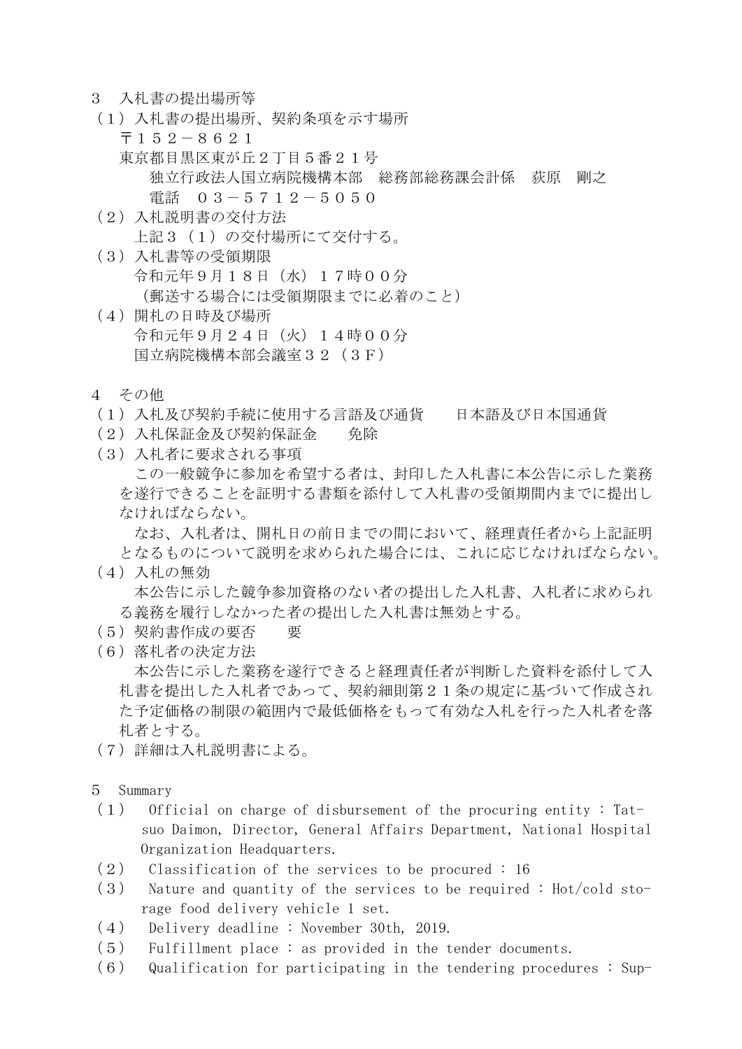３　入札書の提出場所等

（１）入札書の提出場所、契約条項を示す場所

〒１５２－８６２１

東京都目黒区東が丘２丁目５番２１号

独立行政法人国立病院機構本部　総務部総務課会計係　荻原　剛之

電話　０３－５７１２－５０５０

（２）入札説明書の交付方法

上記３（１）の交付場所にて交付する。

（３）入札書等の受領期限

令和元年９月１８日（水）１７時００分

（郵送する場合には受領期限までに必着のこと）

（４）開札の日時及び場所

令和元年９月２４日（火）１４時００分

国立病院機構本部会議室３２（３Ｆ）

４　その他

（１）入札及び契約手続に使用する言語及び通貨　　日本語及び日本国通貨

（２）入札保証金及び契約保証金　　免除

（３）入札者に要求される事項

この一般競争に参加を希望する者は、封印した入札書に本公告に示した業務を遂行できることを証明する書類を添付して入札書の受領期間内までに提出しなければならない。

なお、入札者は、開札日の前日までの間において、経理責任者から上記証明となるものについて説明を求められた場合には、これに応じなければならない。

（４）入札の無効

本公告に示した競争参加資格のない者の提出した入札書、入札者に求められる義務を履行しなかった者の提出した入札書は無効とする。

（５）契約書作成の要否　　要

（６）落札者の決定方法

本公告に示した業務を遂行できると経理責任者が判断した資料を添付して入札書を提出した入札者であって、契約細則第２１条の規定に基づいて作成された予定価格の制限の範囲内で最低価格をもって有効な入札を行った入札者を落札者とする。

（７）詳細は入札説明書による。

５　Summary

（１）　Official on charge of disbursement of the procuring entity : Tatsuo Daimon, Director, General Affairs Department, National Hospital Organization Headquarters.

（２）　Classification of the services to be procured : 16

（３）　Nature and quantity of the services to be required : Hot/cold storage food delivery vehicle 1 set.

（４）　Delivery deadline : November 30th, 2019.

（５）　Fulfillment place : as provided in the tender documents.

（６）　Qualification for participating in the tendering procedures : Sup-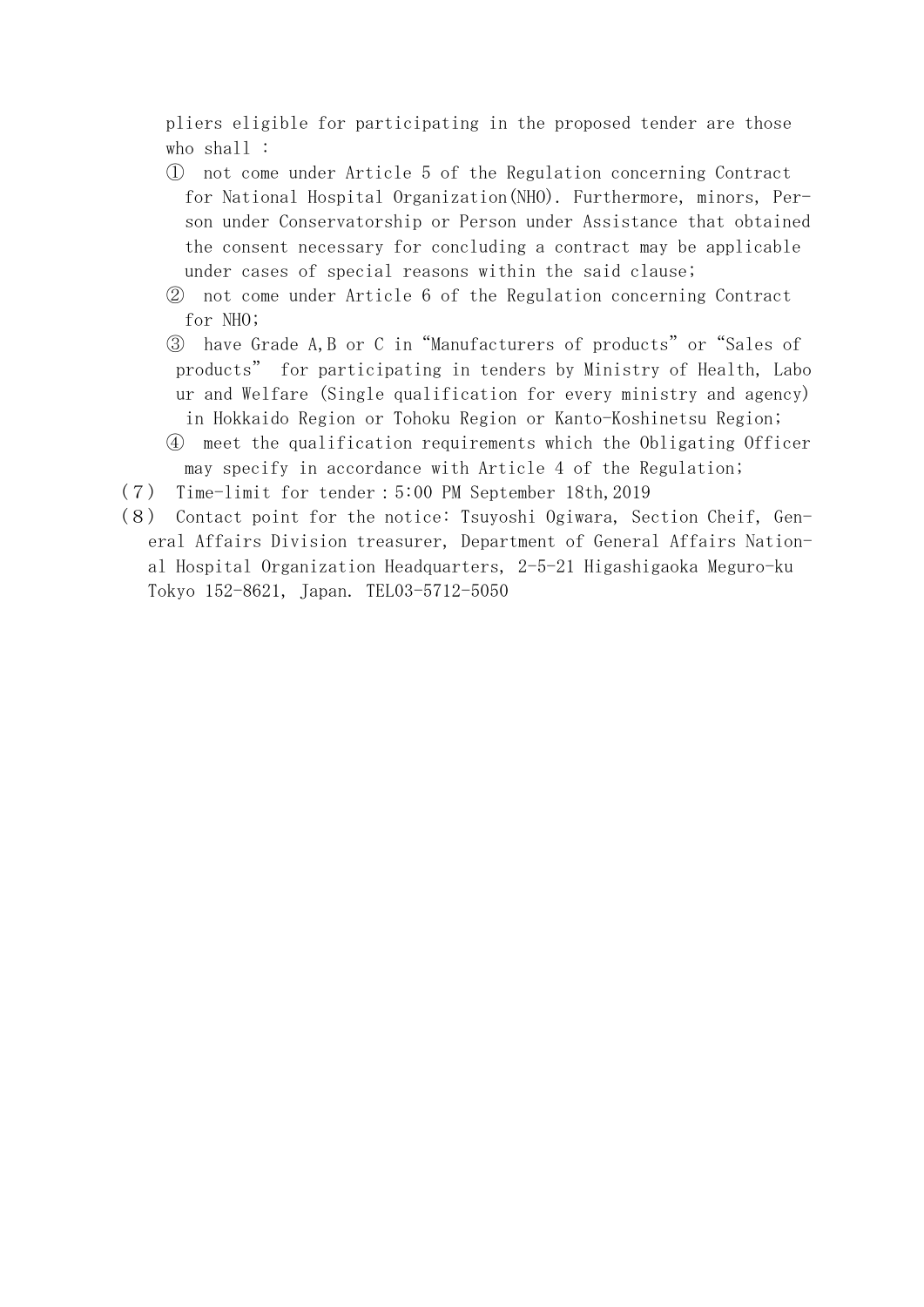pliers eligible for participating in the proposed tender are those who shall :

① not come under Article 5 of the Regulation concerning Contract for National Hospital Organization(NHO). Furthermore, minors, Person under Conservatorship or Person under Assistance that obtained the consent necessary for concluding a contract may be applicable under cases of special reasons within the said clause;

② not come under Article 6 of the Regulation concerning Contract for NHO;

③ have Grade A,B or C in "Manufacturers of products" or "Sales of products" for participating in tenders by Ministry of Health, Labour and Welfare (Single qualification for every ministry and agency) in Hokkaido Region or Tohoku Region or Kanto-Koshinetsu Region;

④ meet the qualification requirements which the Obligating Officer may specify in accordance with Article 4 of the Regulation;

（7） Time-limit for tender：5:00 PM September 18th,2019

（8） Contact point for the notice: Tsuyoshi Ogiwara, Section Cheif, General Affairs Division treasurer, Department of General Affairs National Hospital Organization Headquarters, 2-5-21 Higashigaoka Meguro-ku Tokyo 152-8621, Japan. TEL03-5712-5050